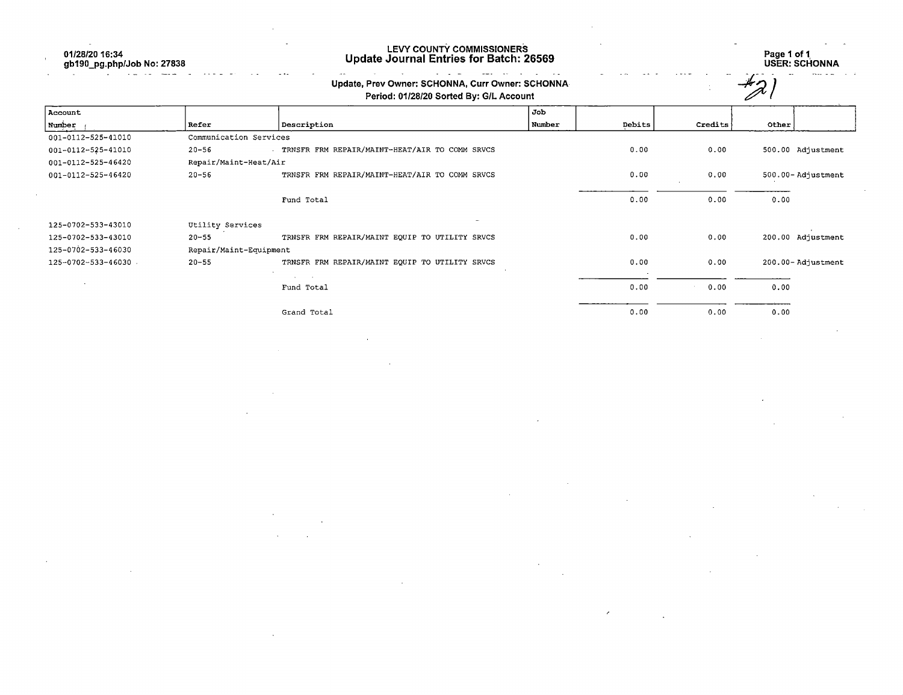01/28/20 16:34
gb190_pg.php/Job No: 27838

# LEVY COUNTY COMMISSIONERS
## Update Journal Entries for Batch: 26569

USER: SCHONNA

#21

**Update, Prev Owner: SCHONNA, Curr Owner: SCHONNA**
**Period: 01/28/20 Sorted By: G/L Account**

| Account Number | Refer | Description | Job Number | Debits | Credits | Other | |
|---|---|---|---|---|---|---|---|
| 001-0112-525-41010 | Communication Services | | | | | | |
| 001-0112-525-41010 | 20-56 | TRNSFR FRM REPAIR/MAINT-HEAT/AIR TO COMM SRVCS | | 0.00 | 0.00 | 500.00 | Adjustment |
| 001-0112-525-46420 | Repair/Maint-Heat/Air | | | | | | |
| 001-0112-525-46420 | 20-56 | TRNSFR FRM REPAIR/MAINT-HEAT/AIR TO COMM SRVCS | | 0.00 | 0.00 | 500.00- | Adjustment |
| | | Fund Total | | 0.00 | 0.00 | 0.00 | |
| 125-0702-533-43010 | Utility Services | | | | | | |
| 125-0702-533-43010 | 20-55 | TRNSFR FRM REPAIR/MAINT EQUIP TO UTILITY SRVCS | | 0.00 | 0.00 | 200.00 | Adjustment |
| 125-0702-533-46030 | Repair/Maint-Equipment | | | | | | |
| 125-0702-533-46030 | 20-55 | TRNSFR FRM REPAIR/MAINT EQUIP TO UTILITY SRVCS | | 0.00 | 0.00 | 200.00- | Adjustment |
| | | Fund Total | | 0.00 | 0.00 | 0.00 | |
| | | Grand Total | | 0.00 | 0.00 | 0.00 | |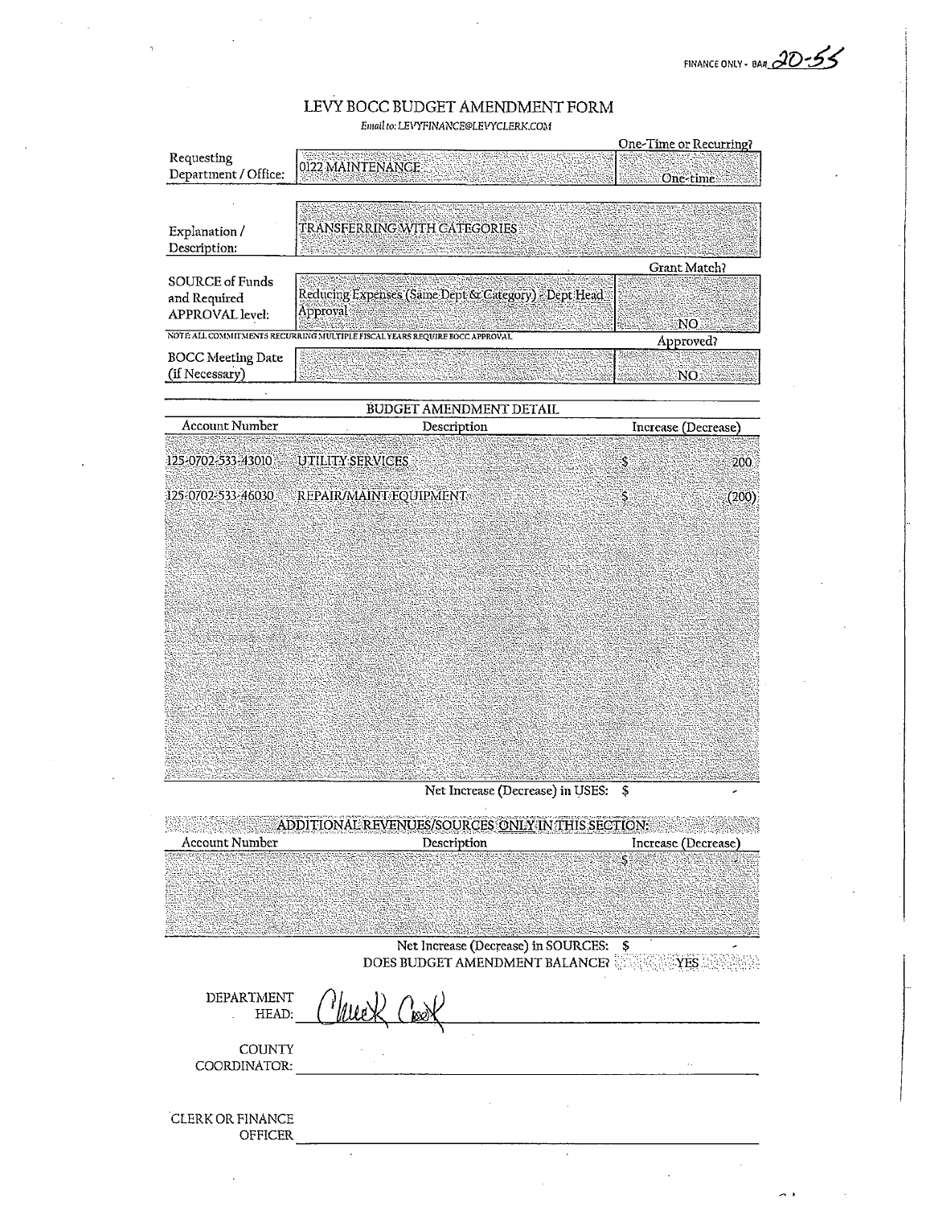FINANCE ONLY - BA# 20-55

# LEVY BOCC BUDGET AMENDMENT FORM

*Email to: LEVYFINANCE@LEVYCLERK.COM*

| | | One-Time or Recurring? |
|---|---|---|
| Requesting Department / Office: | 0122 MAINTENANCE | One-time |
| Explanation / Description: | TRANSFERRING WITH CATEGORIES | |
| | | Grant Match? |
| SOURCE of Funds and Required APPROVAL level: | Reducing Expenses (Same Dept & Category) - Dept Head Approval | NO |

NOTE: ALL COMMITMENTS RECURRING MULTIPLE FISCAL YEARS REQUIRE BOCC APPROVAL

| | | Approved? |
|---|---|---|
| BOCC Meeting Date (if Necessary) | | NO |

## BUDGET AMENDMENT DETAIL

| Account Number | Description | Increase (Decrease) |
|---|---|---|
| 125-0702-533-43010 | UTILITY SERVICES | $ 200 |
| 125-0702-533-46030 | REPAIR/MAINT EQUIPMENT | $ (200) |

Net Increase (Decrease) in USES: $ -

## ADDITIONAL REVENUES/SOURCES ONLY IN THIS SECTION:

| Account Number | Description | Increase (Decrease) |
|---|---|---|
| | | $ - |

Net Increase (Decrease) in SOURCES: $ -

DOES BUDGET AMENDMENT BALANCE? YES

DEPARTMENT HEAD: Chuck Cook

COUNTY COORDINATOR: ____________________

CLERK OR FINANCE OFFICER ____________________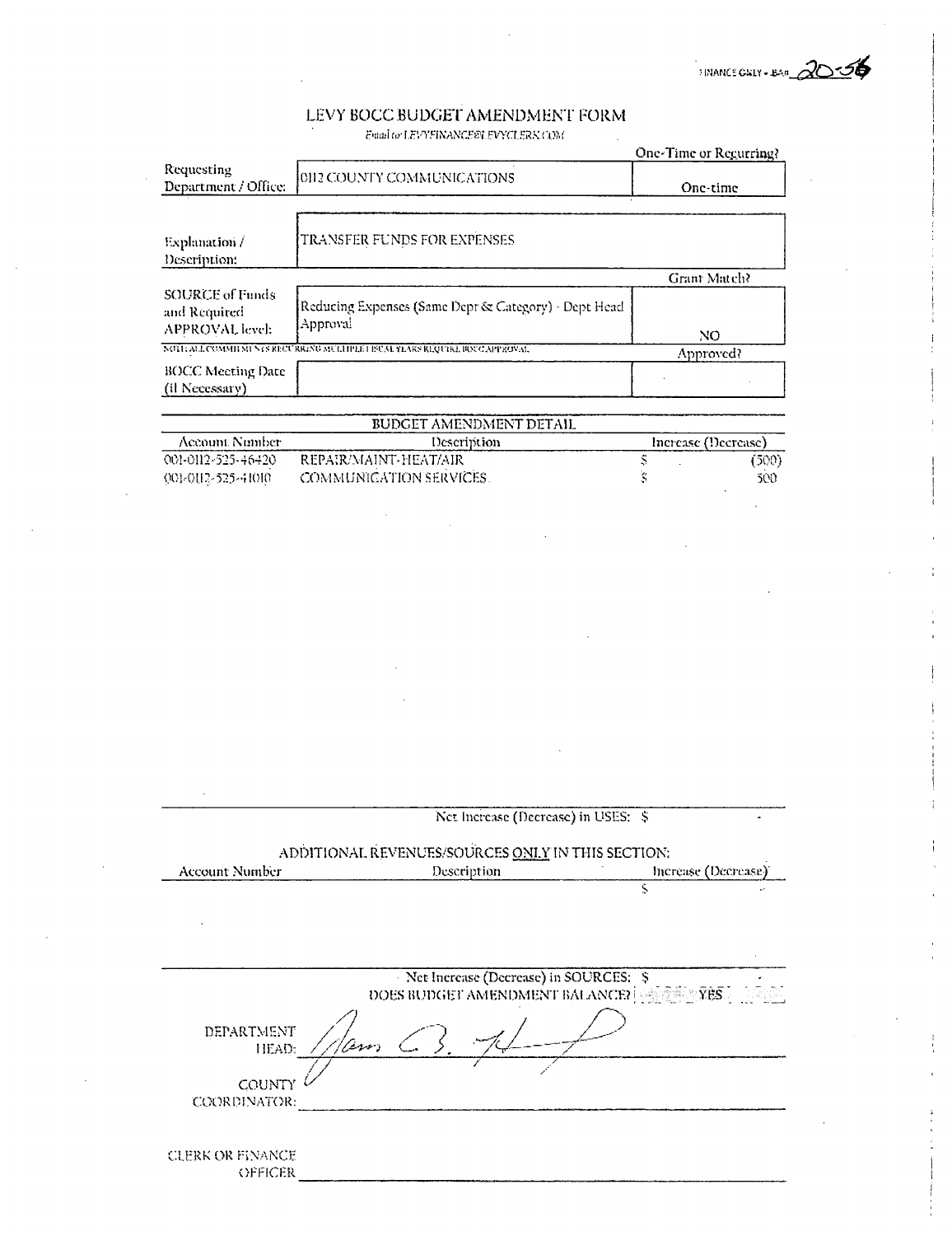FINANCE ONLY - BA# 20-56

# LEVY BOCC BUDGET AMENDMENT FORM

*Email to: LEVYFINANCE@LEVYCLERK.COM*

| | | One-Time or Recurring? |
|---|---|---|
| Requesting Department / Office: | 0112 COUNTY COMMUNICATIONS | One-time |
| Explanation / Description: | TRANSFER FUNDS FOR EXPENSES | |
| | | Grant Match? |
| SOURCE of Funds and Required APPROVAL level: | Reducing Expenses (Same Dept & Category) - Dept Head Approval | NO |
| NOTE: ALL COMMITMENTS RECURRING MULTIPLE FISCAL YEARS REQUIRE BOCC APPROVAL | | Approved? |
| BOCC Meeting Date (if Necessary) | | |

## BUDGET AMENDMENT DETAIL

| Account Number | Description | Increase (Decrease) |
|---|---|---|
| 001-0112-525-46420 | REPAIR/MAINT-HEAT/AIR | $ (500) |
| 001-0112-525-41010 | COMMUNICATION SERVICES | $ 500 |

Net Increase (Decrease) in USES: $ -

## ADDITIONAL REVENUES/SOURCES ONLY IN THIS SECTION:

| Account Number | Description | Increase (Decrease) |
|---|---|---|
| | | $ - |

Net Increase (Decrease) in SOURCES: $ -

DOES BUDGET AMENDMENT BALANCE? YES

DEPARTMENT HEAD: [signature]

COUNTY COORDINATOR: ______________________

CLERK OR FINANCE OFFICER ______________________